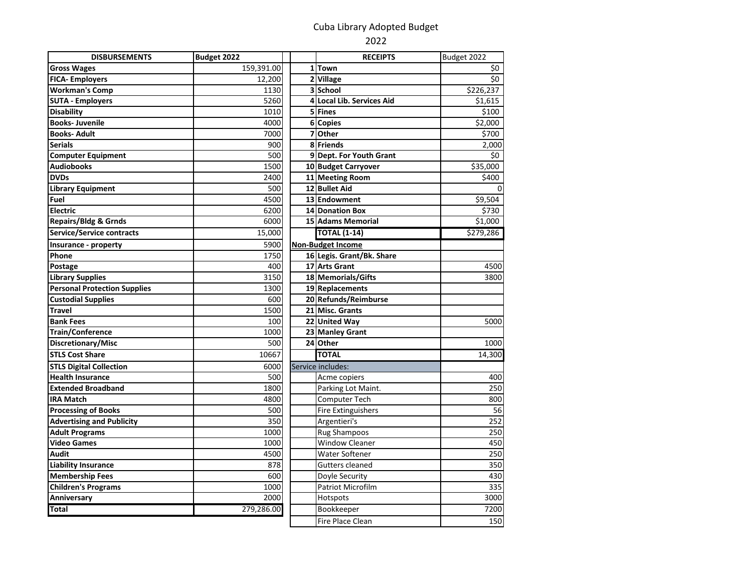# Cuba Library Adopted Budget

## 2022

| DISBURSEMENTS | Budget 2022 |
|---|---|
| Gross Wages | 159,391.00 |
| FICA- Employers | 12,200 |
| Workman's Comp | 1130 |
| SUTA - Employers | 5260 |
| Disability | 1010 |
| Books- Juvenile | 4000 |
| Books- Adult | 7000 |
| Serials | 900 |
| Computer Equipment | 500 |
| Audiobooks | 1500 |
| DVDs | 2400 |
| Library Equipment | 500 |
| Fuel | 4500 |
| Electric | 6200 |
| Repairs/Bldg & Grnds | 6000 |
| Service/Service contracts | 15,000 |
| Insurance - property | 5900 |
| Phone | 1750 |
| Postage | 400 |
| Library Supplies | 3150 |
| Personal Protection Supplies | 1300 |
| Custodial Supplies | 600 |
| Travel | 1500 |
| Bank Fees | 100 |
| Train/Conference | 1000 |
| Discretionary/Misc | 500 |
| STLS Cost Share | 10667 |
| STLS Digital Collection | 6000 |
| Health Insurance | 500 |
| Extended Broadband | 1800 |
| IRA Match | 4800 |
| Processing of Books | 500 |
| Advertising and Publicity | 350 |
| Adult Programs | 1000 |
| Video Games | 1000 |
| Audit | 4500 |
| Liability Insurance | 878 |
| Membership Fees | 600 |
| Children's Programs | 1000 |
| Anniversary | 2000 |
| **Total** | 279,286.00 |

| | RECEIPTS | Budget 2022 |
|---|---|---|
| 1 | Town | $0 |
| 2 | Village | $0 |
| 3 | School | $226,237 |
| 4 | Local Lib. Services Aid | $1,615 |
| 5 | Fines | $100 |
| 6 | Copies | $2,000 |
| 7 | Other | $700 |
| 8 | Friends | 2,000 |
| 9 | Dept. For Youth Grant | $0 |
| 10 | Budget Carryover | $35,000 |
| 11 | Meeting Room | $400 |
| 12 | Bullet Aid | 0 |
| 13 | Endowment | $9,504 |
| 14 | Donation Box | $730 |
| 15 | Adams Memorial | $1,000 |
| | **TOTAL (1-14)** | $279,286 |
| **Non-Budget Income** | | |
| 16 | Legis. Grant/Bk. Share | |
| 17 | Arts Grant | 4500 |
| 18 | Memorials/Gifts | 3800 |
| 19 | Replacements | |
| 20 | Refunds/Reimburse | |
| 21 | Misc. Grants | |
| 22 | United Way | 5000 |
| 23 | Manley Grant | |
| 24 | Other | 1000 |
| | **TOTAL** | 14,300 |
| Service includes: | | |
| | Acme copiers | 400 |
| | Parking Lot Maint. | 250 |
| | Computer Tech | 800 |
| | Fire Extinguishers | 56 |
| | Argentieri's | 252 |
| | Rug Shampoos | 250 |
| | Window Cleaner | 450 |
| | Water Softener | 250 |
| | Gutters cleaned | 350 |
| | Doyle Security | 430 |
| | Patriot Microfilm | 335 |
| | Hotspots | 3000 |
| | Bookkeeper | 7200 |
| | Fire Place Clean | 150 |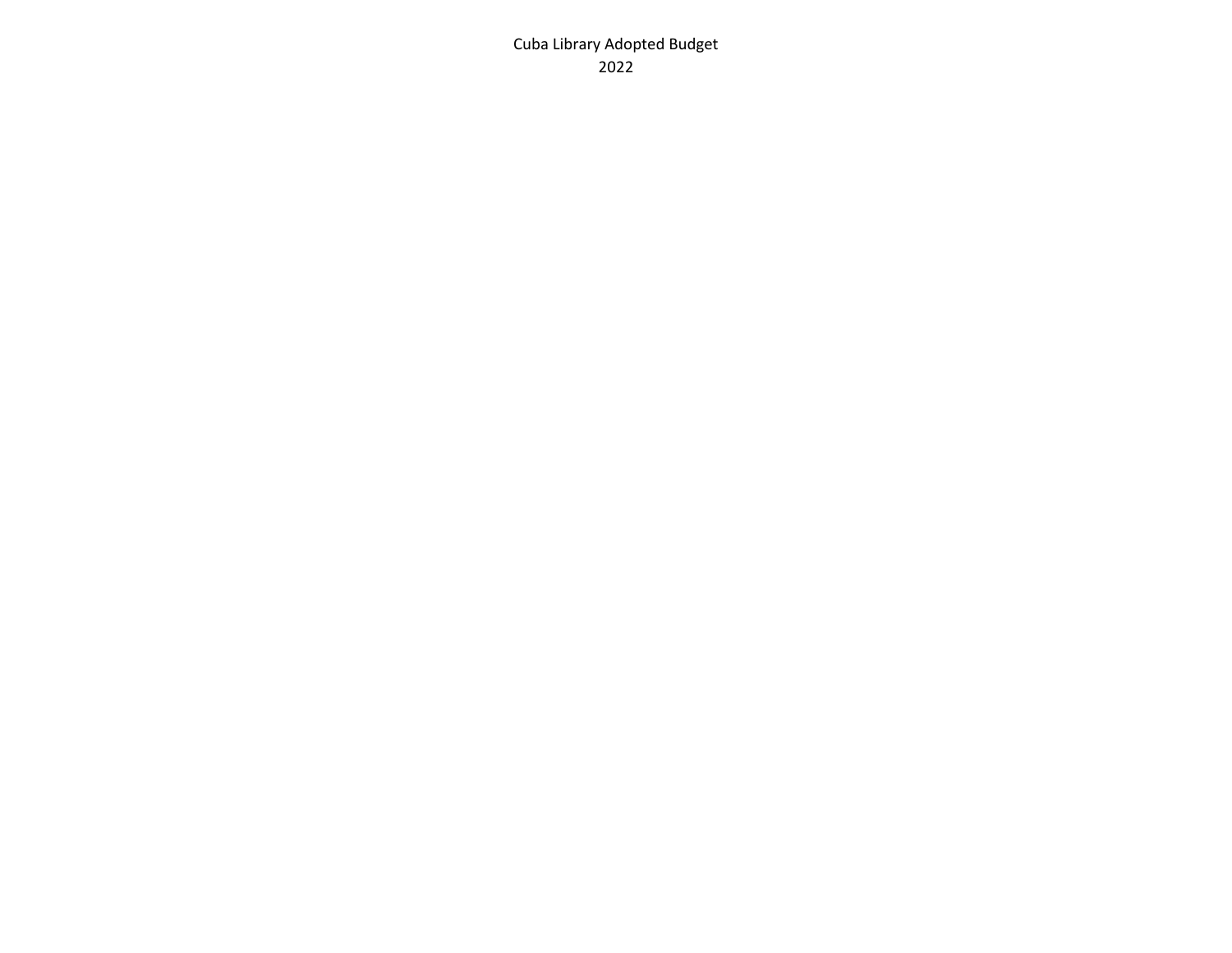Cuba Library Adopted Budget
2022